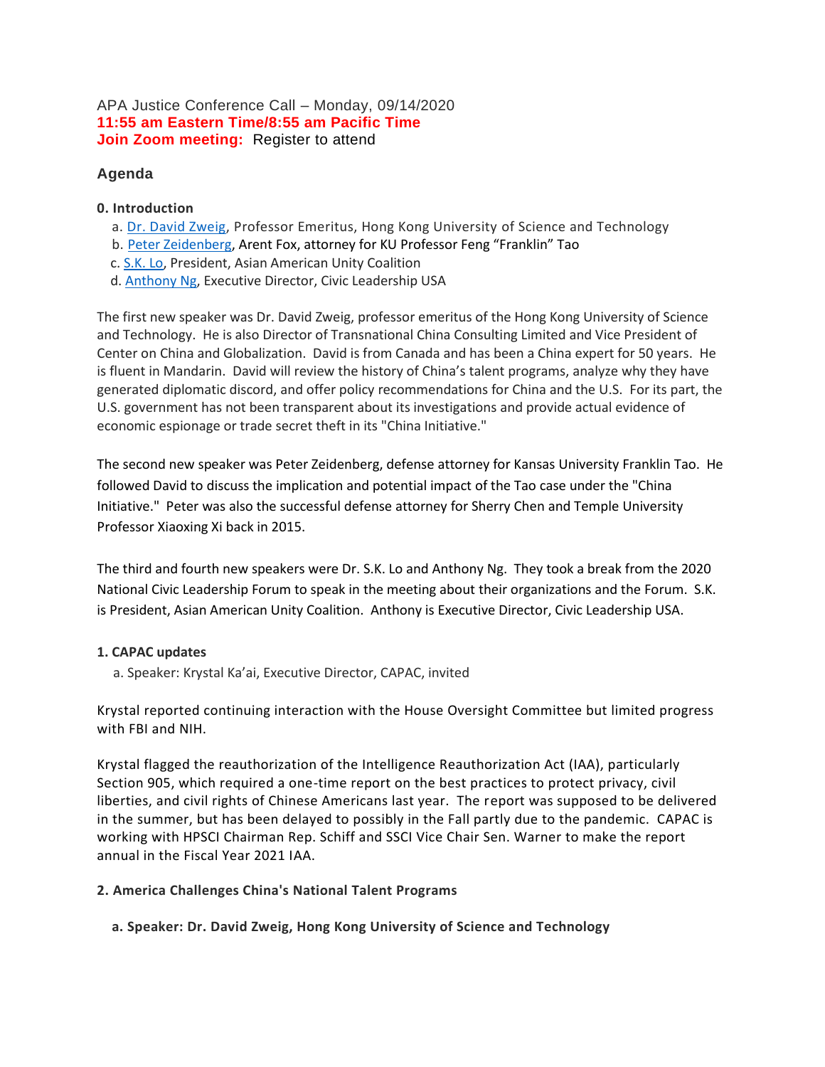APA Justice Conference Call – Monday, 09/14/2020

**11:55 am Eastern Time/8:55 am Pacific Time**

**Join Zoom meeting:** Register to attend

## Agenda

**0. Introduction**

a. Dr. David Zweig, Professor Emeritus, Hong Kong University of Science and Technology
b. Peter Zeidenberg, Arent Fox, attorney for KU Professor Feng "Franklin" Tao
c. S.K. Lo, President, Asian American Unity Coalition
d. Anthony Ng, Executive Director, Civic Leadership USA

The first new speaker was Dr. David Zweig, professor emeritus of the Hong Kong University of Science and Technology. He is also Director of Transnational China Consulting Limited and Vice President of Center on China and Globalization. David is from Canada and has been a China expert for 50 years. He is fluent in Mandarin. David will review the history of China's talent programs, analyze why they have generated diplomatic discord, and offer policy recommendations for China and the U.S. For its part, the U.S. government has not been transparent about its investigations and provide actual evidence of economic espionage or trade secret theft in its "China Initiative."

The second new speaker was Peter Zeidenberg, defense attorney for Kansas University Franklin Tao. He followed David to discuss the implication and potential impact of the Tao case under the "China Initiative." Peter was also the successful defense attorney for Sherry Chen and Temple University Professor Xiaoxing Xi back in 2015.

The third and fourth new speakers were Dr. S.K. Lo and Anthony Ng. They took a break from the 2020 National Civic Leadership Forum to speak in the meeting about their organizations and the Forum. S.K. is President, Asian American Unity Coalition. Anthony is Executive Director, Civic Leadership USA.

**1. CAPAC updates**

a. Speaker: Krystal Ka'ai, Executive Director, CAPAC, invited

Krystal reported continuing interaction with the House Oversight Committee but limited progress with FBI and NIH.

Krystal flagged the reauthorization of the Intelligence Reauthorization Act (IAA), particularly Section 905, which required a one-time report on the best practices to protect privacy, civil liberties, and civil rights of Chinese Americans last year. The report was supposed to be delivered in the summer, but has been delayed to possibly in the Fall partly due to the pandemic. CAPAC is working with HPSCI Chairman Rep. Schiff and SSCI Vice Chair Sen. Warner to make the report annual in the Fiscal Year 2021 IAA.

**2. America Challenges China's National Talent Programs**

**a. Speaker: Dr. David Zweig, Hong Kong University of Science and Technology**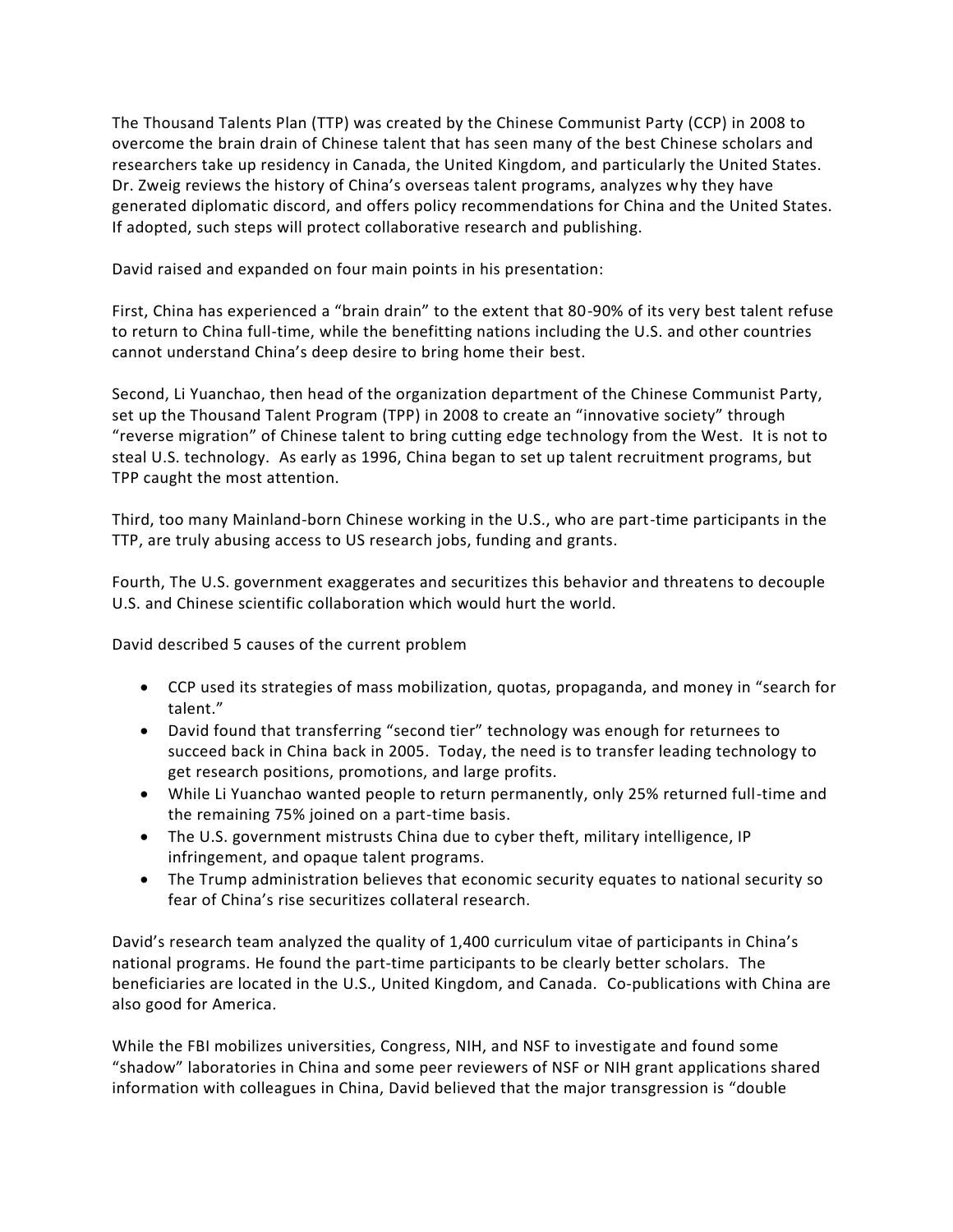The Thousand Talents Plan (TTP) was created by the Chinese Communist Party (CCP) in 2008 to overcome the brain drain of Chinese talent that has seen many of the best Chinese scholars and researchers take up residency in Canada, the United Kingdom, and particularly the United States. Dr. Zweig reviews the history of China's overseas talent programs, analyzes why they have generated diplomatic discord, and offers policy recommendations for China and the United States. If adopted, such steps will protect collaborative research and publishing.

David raised and expanded on four main points in his presentation:

First, China has experienced a "brain drain" to the extent that 80-90% of its very best talent refuse to return to China full-time, while the benefitting nations including the U.S. and other countries cannot understand China's deep desire to bring home their best.

Second, Li Yuanchao, then head of the organization department of the Chinese Communist Party, set up the Thousand Talent Program (TPP) in 2008 to create an "innovative society" through "reverse migration" of Chinese talent to bring cutting edge technology from the West. It is not to steal U.S. technology. As early as 1996, China began to set up talent recruitment programs, but TPP caught the most attention.

Third, too many Mainland-born Chinese working in the U.S., who are part-time participants in the TTP, are truly abusing access to US research jobs, funding and grants.

Fourth, The U.S. government exaggerates and securitizes this behavior and threatens to decouple U.S. and Chinese scientific collaboration which would hurt the world.

David described 5 causes of the current problem

- CCP used its strategies of mass mobilization, quotas, propaganda, and money in "search for talent."
- David found that transferring "second tier" technology was enough for returnees to succeed back in China back in 2005. Today, the need is to transfer leading technology to get research positions, promotions, and large profits.
- While Li Yuanchao wanted people to return permanently, only 25% returned full-time and the remaining 75% joined on a part-time basis.
- The U.S. government mistrusts China due to cyber theft, military intelligence, IP infringement, and opaque talent programs.
- The Trump administration believes that economic security equates to national security so fear of China's rise securitizes collateral research.

David's research team analyzed the quality of 1,400 curriculum vitae of participants in China's national programs. He found the part-time participants to be clearly better scholars. The beneficiaries are located in the U.S., United Kingdom, and Canada. Co-publications with China are also good for America.

While the FBI mobilizes universities, Congress, NIH, and NSF to investigate and found some "shadow" laboratories in China and some peer reviewers of NSF or NIH grant applications shared information with colleagues in China, David believed that the major transgression is "double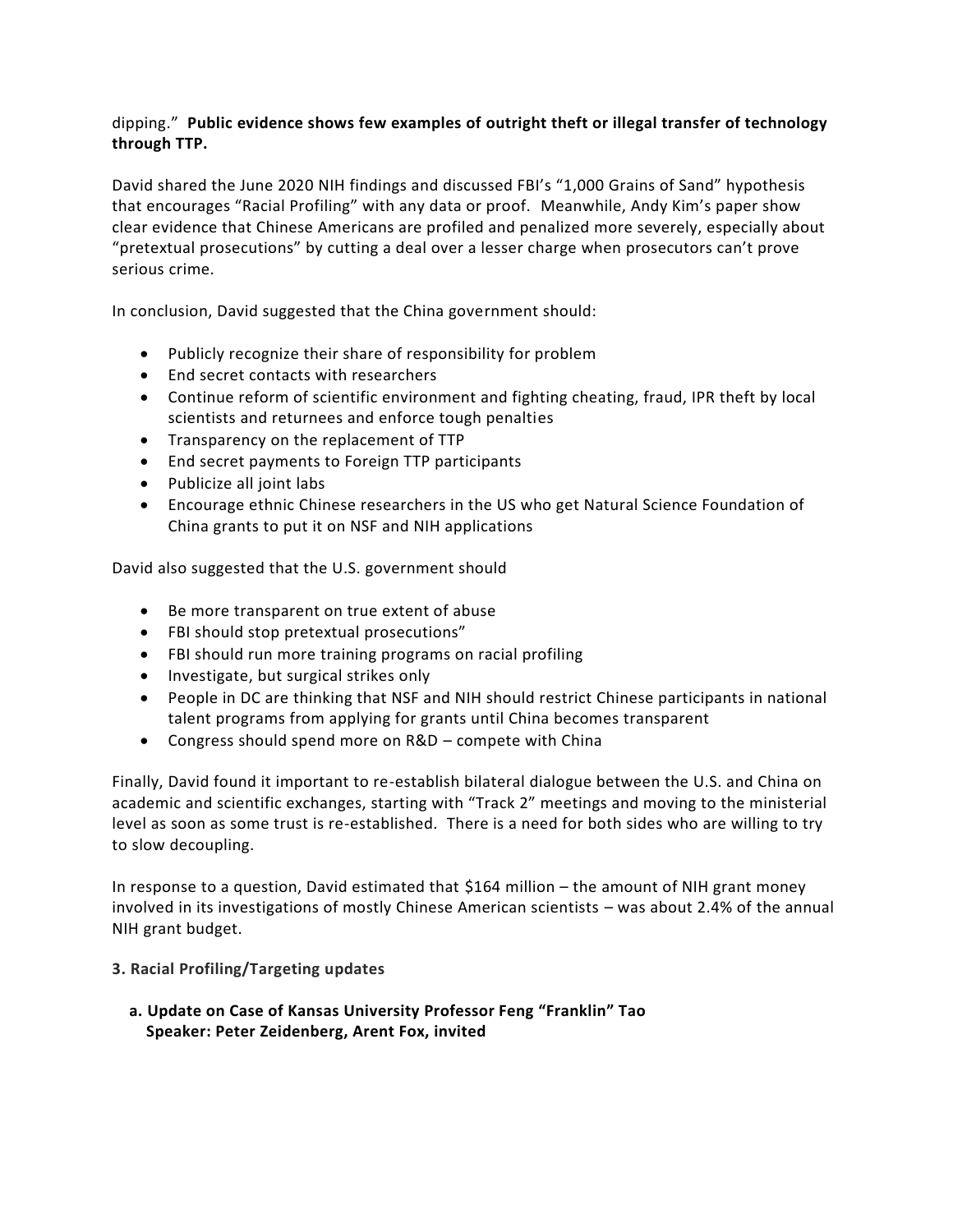dipping." **Public evidence shows few examples of outright theft or illegal transfer of technology through TTP.**

David shared the June 2020 NIH findings and discussed FBI's "1,000 Grains of Sand" hypothesis that encourages "Racial Profiling" with any data or proof. Meanwhile, Andy Kim's paper show clear evidence that Chinese Americans are profiled and penalized more severely, especially about "pretextual prosecutions" by cutting a deal over a lesser charge when prosecutors can't prove serious crime.

In conclusion, David suggested that the China government should:

- Publicly recognize their share of responsibility for problem
- End secret contacts with researchers
- Continue reform of scientific environment and fighting cheating, fraud, IPR theft by local scientists and returnees and enforce tough penalties
- Transparency on the replacement of TTP
- End secret payments to Foreign TTP participants
- Publicize all joint labs
- Encourage ethnic Chinese researchers in the US who get Natural Science Foundation of China grants to put it on NSF and NIH applications

David also suggested that the U.S. government should

- Be more transparent on true extent of abuse
- FBI should stop pretextual prosecutions"
- FBI should run more training programs on racial profiling
- Investigate, but surgical strikes only
- People in DC are thinking that NSF and NIH should restrict Chinese participants in national talent programs from applying for grants until China becomes transparent
- Congress should spend more on R&D – compete with China

Finally, David found it important to re-establish bilateral dialogue between the U.S. and China on academic and scientific exchanges, starting with "Track 2" meetings and moving to the ministerial level as soon as some trust is re-established. There is a need for both sides who are willing to try to slow decoupling.

In response to a question, David estimated that $164 million – the amount of NIH grant money involved in its investigations of mostly Chinese American scientists – was about 2.4% of the annual NIH grant budget.

**3. Racial Profiling/Targeting updates**

**a. Update on Case of Kansas University Professor Feng "Franklin" Tao**
**Speaker: Peter Zeidenberg, Arent Fox, invited**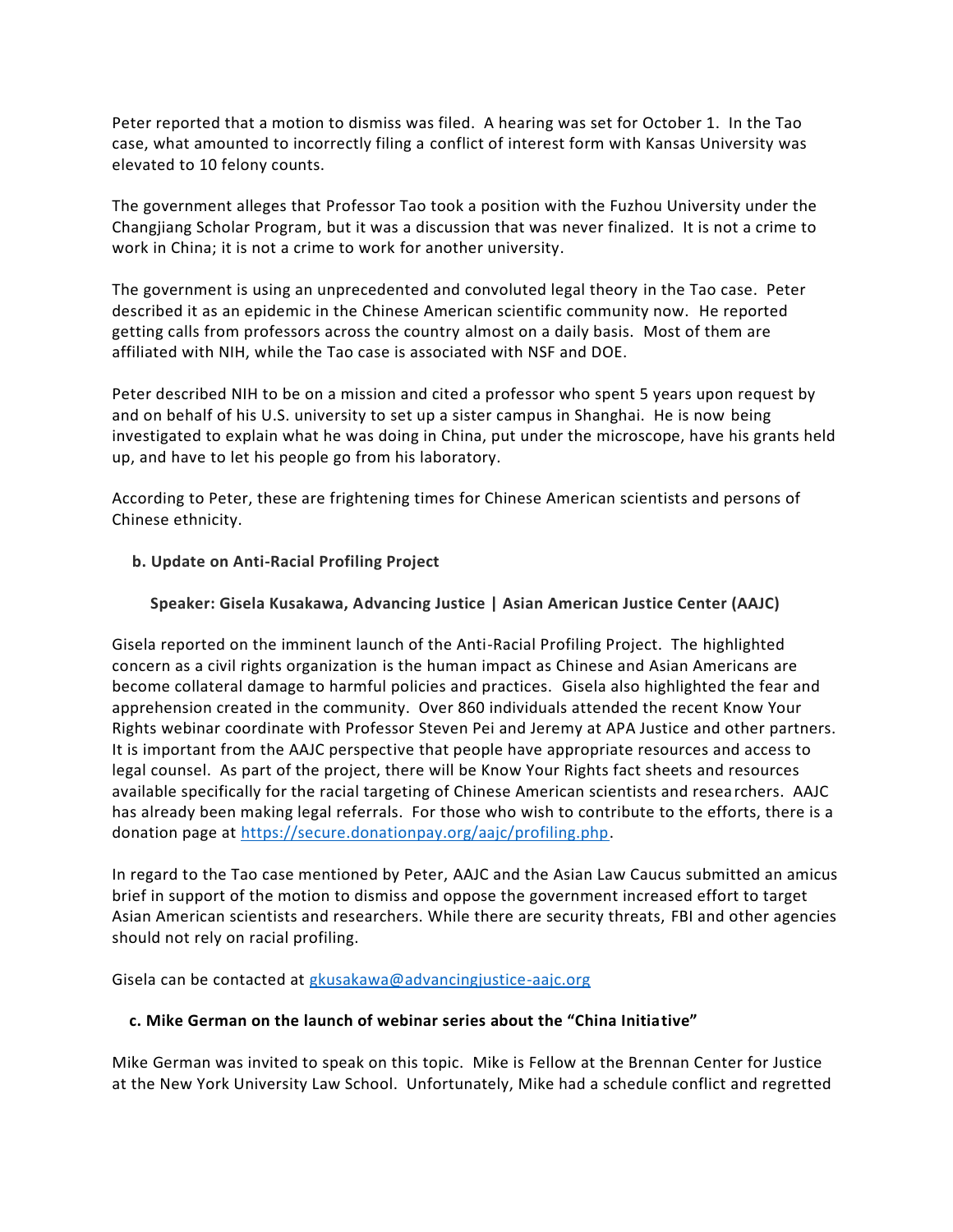Peter reported that a motion to dismiss was filed. A hearing was set for October 1. In the Tao case, what amounted to incorrectly filing a conflict of interest form with Kansas University was elevated to 10 felony counts.

The government alleges that Professor Tao took a position with the Fuzhou University under the Changjiang Scholar Program, but it was a discussion that was never finalized. It is not a crime to work in China; it is not a crime to work for another university.

The government is using an unprecedented and convoluted legal theory in the Tao case. Peter described it as an epidemic in the Chinese American scientific community now. He reported getting calls from professors across the country almost on a daily basis. Most of them are affiliated with NIH, while the Tao case is associated with NSF and DOE.

Peter described NIH to be on a mission and cited a professor who spent 5 years upon request by and on behalf of his U.S. university to set up a sister campus in Shanghai. He is now being investigated to explain what he was doing in China, put under the microscope, have his grants held up, and have to let his people go from his laboratory.

According to Peter, these are frightening times for Chinese American scientists and persons of Chinese ethnicity.

**b. Update on Anti-Racial Profiling Project**

**Speaker: Gisela Kusakawa, Advancing Justice | Asian American Justice Center (AAJC)**

Gisela reported on the imminent launch of the Anti-Racial Profiling Project. The highlighted concern as a civil rights organization is the human impact as Chinese and Asian Americans are become collateral damage to harmful policies and practices. Gisela also highlighted the fear and apprehension created in the community. Over 860 individuals attended the recent Know Your Rights webinar coordinate with Professor Steven Pei and Jeremy at APA Justice and other partners. It is important from the AAJC perspective that people have appropriate resources and access to legal counsel. As part of the project, there will be Know Your Rights fact sheets and resources available specifically for the racial targeting of Chinese American scientists and researchers. AAJC has already been making legal referrals. For those who wish to contribute to the efforts, there is a donation page at https://secure.donationpay.org/aajc/profiling.php.

In regard to the Tao case mentioned by Peter, AAJC and the Asian Law Caucus submitted an amicus brief in support of the motion to dismiss and oppose the government increased effort to target Asian American scientists and researchers. While there are security threats, FBI and other agencies should not rely on racial profiling.

Gisela can be contacted at gkusakawa@advancingjustice-aajc.org

**c. Mike German on the launch of webinar series about the "China Initiative"**

Mike German was invited to speak on this topic. Mike is Fellow at the Brennan Center for Justice at the New York University Law School. Unfortunately, Mike had a schedule conflict and regretted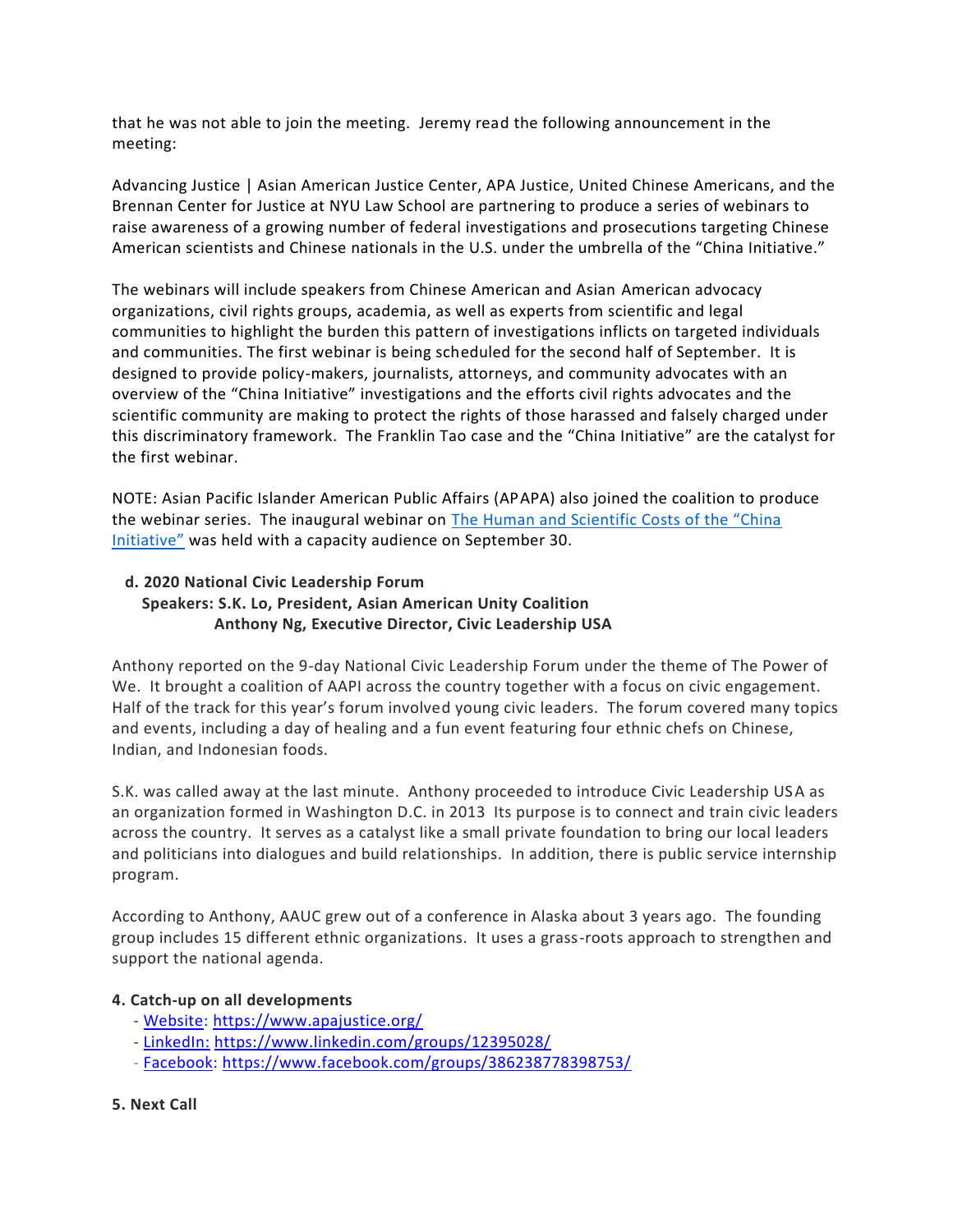that he was not able to join the meeting. Jeremy read the following announcement in the meeting:

Advancing Justice | Asian American Justice Center, APA Justice, United Chinese Americans, and the Brennan Center for Justice at NYU Law School are partnering to produce a series of webinars to raise awareness of a growing number of federal investigations and prosecutions targeting Chinese American scientists and Chinese nationals in the U.S. under the umbrella of the "China Initiative."

The webinars will include speakers from Chinese American and Asian American advocacy organizations, civil rights groups, academia, as well as experts from scientific and legal communities to highlight the burden this pattern of investigations inflicts on targeted individuals and communities. The first webinar is being scheduled for the second half of September. It is designed to provide policy-makers, journalists, attorneys, and community advocates with an overview of the "China Initiative" investigations and the efforts civil rights advocates and the scientific community are making to protect the rights of those harassed and falsely charged under this discriminatory framework. The Franklin Tao case and the "China Initiative" are the catalyst for the first webinar.

NOTE: Asian Pacific Islander American Public Affairs (APAPA) also joined the coalition to produce the webinar series. The inaugural webinar on [The Human and Scientific Costs of the "China Initiative"]() was held with a capacity audience on September 30.

**d. 2020 National Civic Leadership Forum**
**Speakers: S.K. Lo, President, Asian American Unity Coalition**
**Anthony Ng, Executive Director, Civic Leadership USA**

Anthony reported on the 9-day National Civic Leadership Forum under the theme of The Power of We. It brought a coalition of AAPI across the country together with a focus on civic engagement. Half of the track for this year's forum involved young civic leaders. The forum covered many topics and events, including a day of healing and a fun event featuring four ethnic chefs on Chinese, Indian, and Indonesian foods.

S.K. was called away at the last minute. Anthony proceeded to introduce Civic Leadership USA as an organization formed in Washington D.C. in 2013 Its purpose is to connect and train civic leaders across the country. It serves as a catalyst like a small private foundation to bring our local leaders and politicians into dialogues and build relationships. In addition, there is public service internship program.

According to Anthony, AAUC grew out of a conference in Alaska about 3 years ago. The founding group includes 15 different ethnic organizations. It uses a grass-roots approach to strengthen and support the national agenda.

**4. Catch-up on all developments**

- Website: https://www.apajustice.org/
- LinkedIn: https://www.linkedin.com/groups/12395028/
- Facebook: https://www.facebook.com/groups/386238778398753/

**5. Next Call**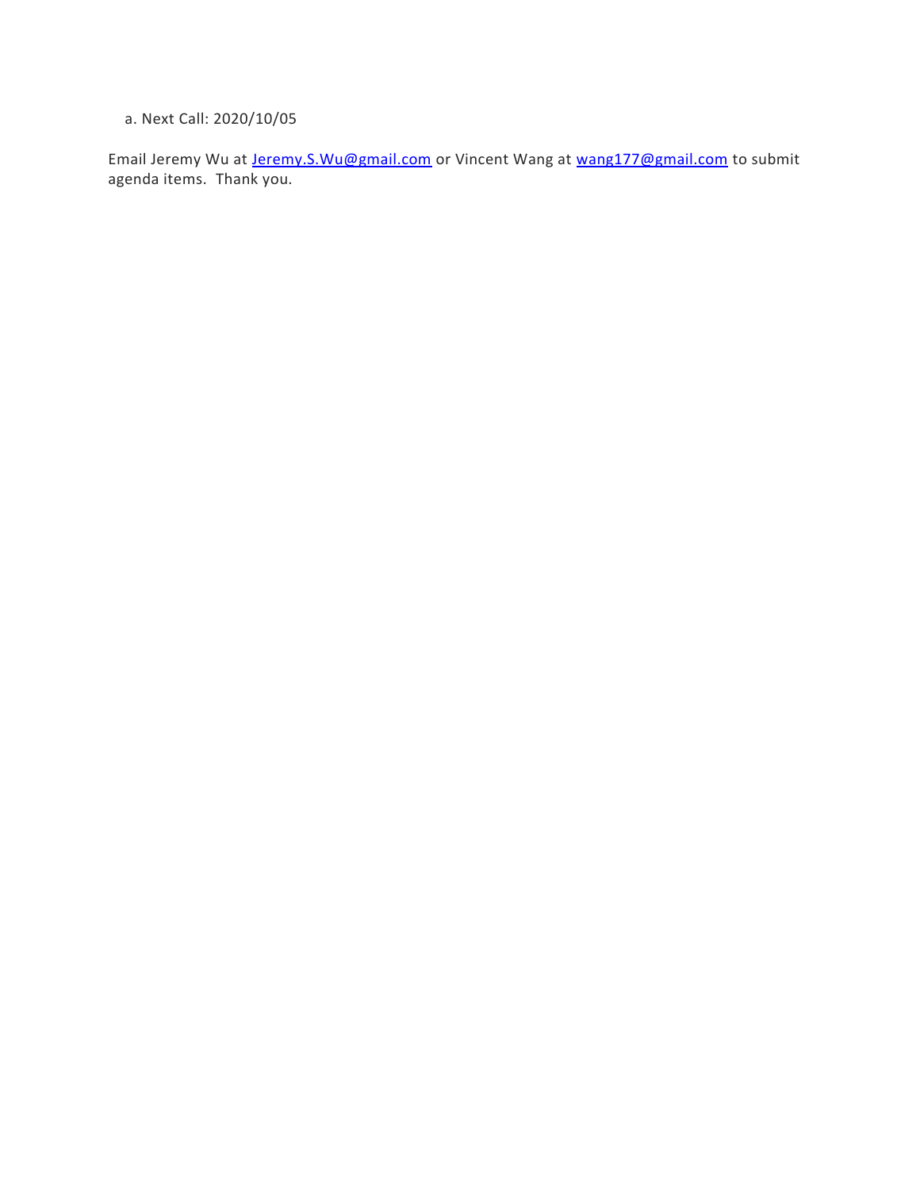a. Next Call: 2020/10/05

Email Jeremy Wu at Jeremy.S.Wu@gmail.com or Vincent Wang at wang177@gmail.com to submit agenda items. Thank you.